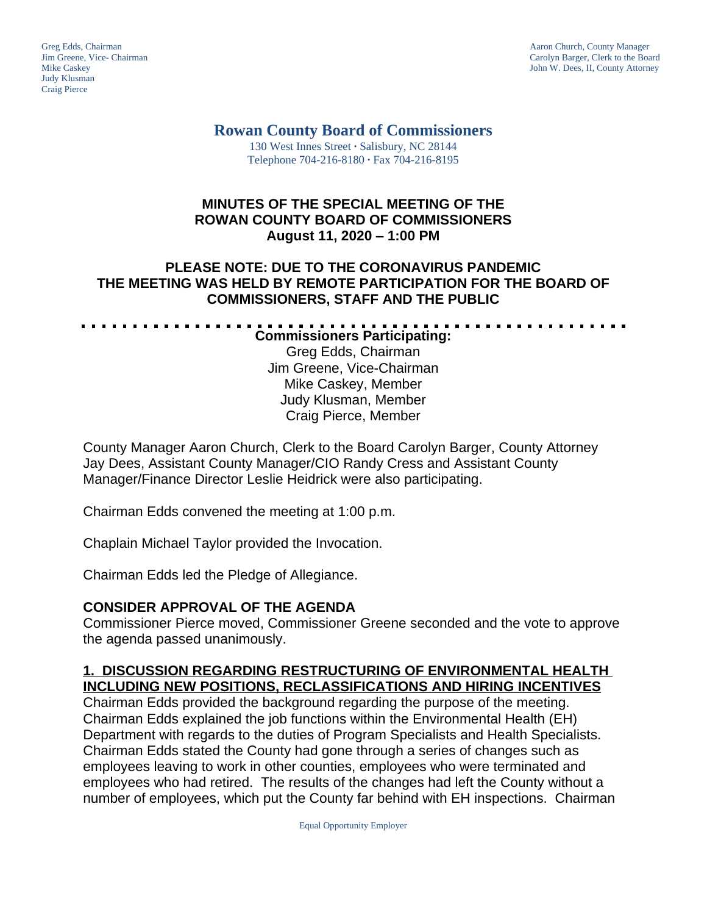Greg Edds, Chairman
Jim Greene, Vice- Chairman
Mike Caskey
Judy Klusman
Craig Pierce

Aaron Church, County Manager
Carolyn Barger, Clerk to the Board
John W. Dees, II, County Attorney

# Rowan County Board of Commissioners

130 West Innes Street · Salisbury, NC 28144
Telephone 704-216-8180 · Fax 704-216-8195

## MINUTES OF THE SPECIAL MEETING OF THE ROWAN COUNTY BOARD OF COMMISSIONERS
## August 11, 2020 – 1:00 PM

## PLEASE NOTE: DUE TO THE CORONAVIRUS PANDEMIC THE MEETING WAS HELD BY REMOTE PARTICIPATION FOR THE BOARD OF COMMISSIONERS, STAFF AND THE PUBLIC

**Commissioners Participating:**
Greg Edds, Chairman
Jim Greene, Vice-Chairman
Mike Caskey, Member
Judy Klusman, Member
Craig Pierce, Member

County Manager Aaron Church, Clerk to the Board Carolyn Barger, County Attorney Jay Dees, Assistant County Manager/CIO Randy Cress and Assistant County Manager/Finance Director Leslie Heidrick were also participating.

Chairman Edds convened the meeting at 1:00 p.m.

Chaplain Michael Taylor provided the Invocation.

Chairman Edds led the Pledge of Allegiance.

### CONSIDER APPROVAL OF THE AGENDA

Commissioner Pierce moved, Commissioner Greene seconded and the vote to approve the agenda passed unanimously.

### 1. DISCUSSION REGARDING RESTRUCTURING OF ENVIRONMENTAL HEALTH INCLUDING NEW POSITIONS, RECLASSIFICATIONS AND HIRING INCENTIVES

Chairman Edds provided the background regarding the purpose of the meeting. Chairman Edds explained the job functions within the Environmental Health (EH) Department with regards to the duties of Program Specialists and Health Specialists. Chairman Edds stated the County had gone through a series of changes such as employees leaving to work in other counties, employees who were terminated and employees who had retired. The results of the changes had left the County without a number of employees, which put the County far behind with EH inspections. Chairman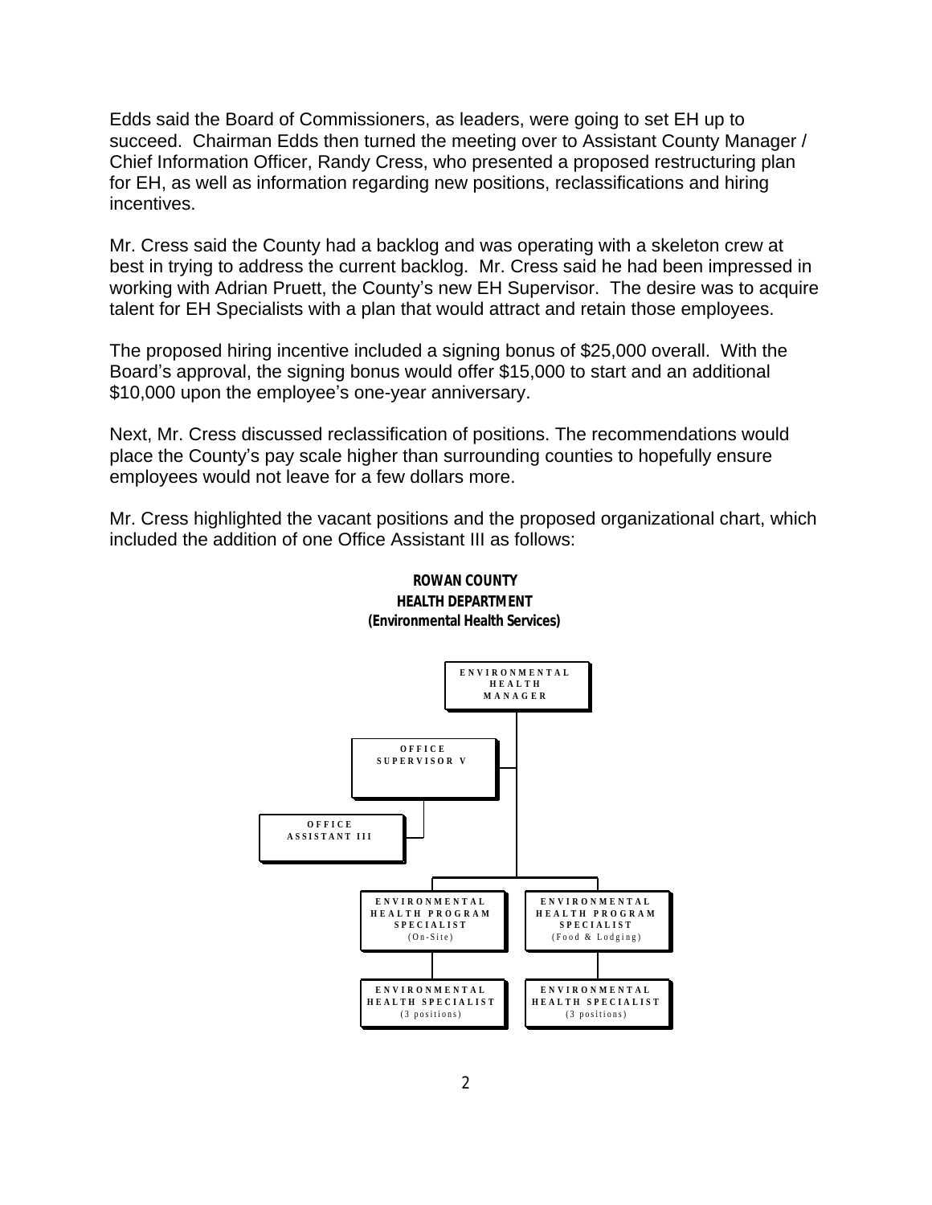Edds said the Board of Commissioners, as leaders, were going to set EH up to succeed. Chairman Edds then turned the meeting over to Assistant County Manager / Chief Information Officer, Randy Cress, who presented a proposed restructuring plan for EH, as well as information regarding new positions, reclassifications and hiring incentives.

Mr. Cress said the County had a backlog and was operating with a skeleton crew at best in trying to address the current backlog. Mr. Cress said he had been impressed in working with Adrian Pruett, the County's new EH Supervisor. The desire was to acquire talent for EH Specialists with a plan that would attract and retain those employees.

The proposed hiring incentive included a signing bonus of $25,000 overall. With the Board's approval, the signing bonus would offer $15,000 to start and an additional $10,000 upon the employee's one-year anniversary.

Next, Mr. Cress discussed reclassification of positions. The recommendations would place the County's pay scale higher than surrounding counties to hopefully ensure employees would not leave for a few dollars more.

Mr. Cress highlighted the vacant positions and the proposed organizational chart, which included the addition of one Office Assistant III as follows:

**ROWAN COUNTY**
**HEALTH DEPARTMENT**
**(Environmental Health Services)**

- ENVIRONMENTAL HEALTH MANAGER
  - OFFICE SUPERVISOR V
    - OFFICE ASSISTANT III
  - ENVIRONMENTAL HEALTH PROGRAM SPECIALIST (On-Site)
    - ENVIRONMENTAL HEALTH SPECIALIST (3 positions)
  - ENVIRONMENTAL HEALTH PROGRAM SPECIALIST (Food & Lodging)
    - ENVIRONMENTAL HEALTH SPECIALIST (3 positions)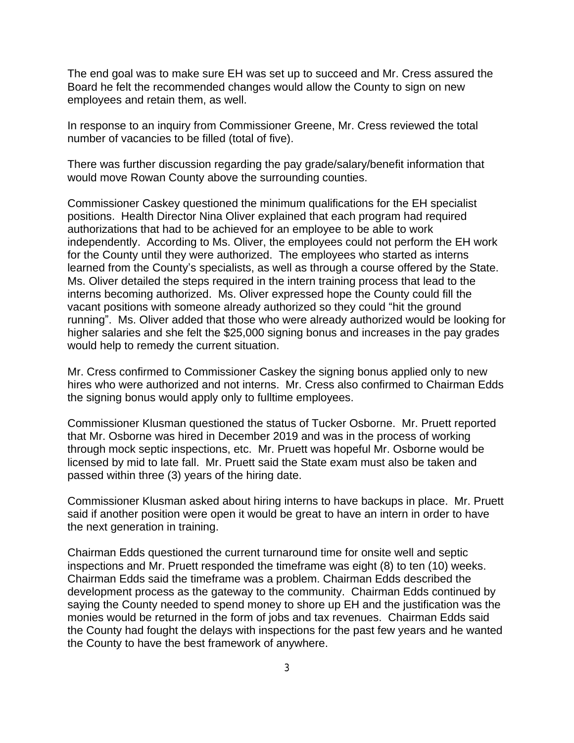The end goal was to make sure EH was set up to succeed and Mr. Cress assured the Board he felt the recommended changes would allow the County to sign on new employees and retain them, as well.

In response to an inquiry from Commissioner Greene, Mr. Cress reviewed the total number of vacancies to be filled (total of five).

There was further discussion regarding the pay grade/salary/benefit information that would move Rowan County above the surrounding counties.

Commissioner Caskey questioned the minimum qualifications for the EH specialist positions. Health Director Nina Oliver explained that each program had required authorizations that had to be achieved for an employee to be able to work independently. According to Ms. Oliver, the employees could not perform the EH work for the County until they were authorized. The employees who started as interns learned from the County's specialists, as well as through a course offered by the State. Ms. Oliver detailed the steps required in the intern training process that lead to the interns becoming authorized. Ms. Oliver expressed hope the County could fill the vacant positions with someone already authorized so they could "hit the ground running". Ms. Oliver added that those who were already authorized would be looking for higher salaries and she felt the $25,000 signing bonus and increases in the pay grades would help to remedy the current situation.

Mr. Cress confirmed to Commissioner Caskey the signing bonus applied only to new hires who were authorized and not interns. Mr. Cress also confirmed to Chairman Edds the signing bonus would apply only to fulltime employees.

Commissioner Klusman questioned the status of Tucker Osborne. Mr. Pruett reported that Mr. Osborne was hired in December 2019 and was in the process of working through mock septic inspections, etc. Mr. Pruett was hopeful Mr. Osborne would be licensed by mid to late fall. Mr. Pruett said the State exam must also be taken and passed within three (3) years of the hiring date.

Commissioner Klusman asked about hiring interns to have backups in place. Mr. Pruett said if another position were open it would be great to have an intern in order to have the next generation in training.

Chairman Edds questioned the current turnaround time for onsite well and septic inspections and Mr. Pruett responded the timeframe was eight (8) to ten (10) weeks. Chairman Edds said the timeframe was a problem. Chairman Edds described the development process as the gateway to the community. Chairman Edds continued by saying the County needed to spend money to shore up EH and the justification was the monies would be returned in the form of jobs and tax revenues. Chairman Edds said the County had fought the delays with inspections for the past few years and he wanted the County to have the best framework of anywhere.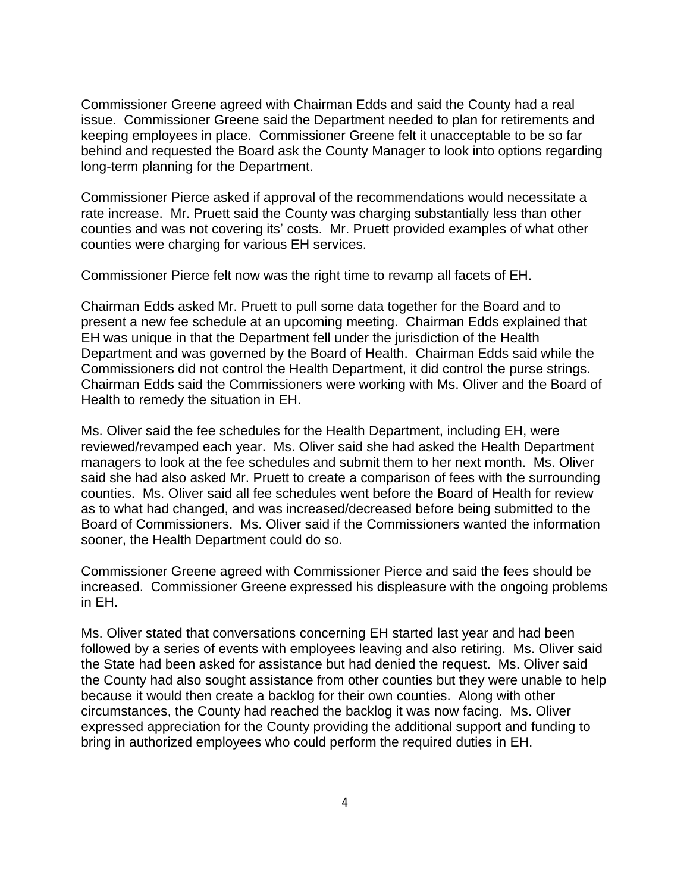Commissioner Greene agreed with Chairman Edds and said the County had a real issue. Commissioner Greene said the Department needed to plan for retirements and keeping employees in place. Commissioner Greene felt it unacceptable to be so far behind and requested the Board ask the County Manager to look into options regarding long-term planning for the Department.

Commissioner Pierce asked if approval of the recommendations would necessitate a rate increase. Mr. Pruett said the County was charging substantially less than other counties and was not covering its' costs. Mr. Pruett provided examples of what other counties were charging for various EH services.

Commissioner Pierce felt now was the right time to revamp all facets of EH.

Chairman Edds asked Mr. Pruett to pull some data together for the Board and to present a new fee schedule at an upcoming meeting. Chairman Edds explained that EH was unique in that the Department fell under the jurisdiction of the Health Department and was governed by the Board of Health. Chairman Edds said while the Commissioners did not control the Health Department, it did control the purse strings. Chairman Edds said the Commissioners were working with Ms. Oliver and the Board of Health to remedy the situation in EH.

Ms. Oliver said the fee schedules for the Health Department, including EH, were reviewed/revamped each year. Ms. Oliver said she had asked the Health Department managers to look at the fee schedules and submit them to her next month. Ms. Oliver said she had also asked Mr. Pruett to create a comparison of fees with the surrounding counties. Ms. Oliver said all fee schedules went before the Board of Health for review as to what had changed, and was increased/decreased before being submitted to the Board of Commissioners. Ms. Oliver said if the Commissioners wanted the information sooner, the Health Department could do so.

Commissioner Greene agreed with Commissioner Pierce and said the fees should be increased. Commissioner Greene expressed his displeasure with the ongoing problems in EH.

Ms. Oliver stated that conversations concerning EH started last year and had been followed by a series of events with employees leaving and also retiring. Ms. Oliver said the State had been asked for assistance but had denied the request. Ms. Oliver said the County had also sought assistance from other counties but they were unable to help because it would then create a backlog for their own counties. Along with other circumstances, the County had reached the backlog it was now facing. Ms. Oliver expressed appreciation for the County providing the additional support and funding to bring in authorized employees who could perform the required duties in EH.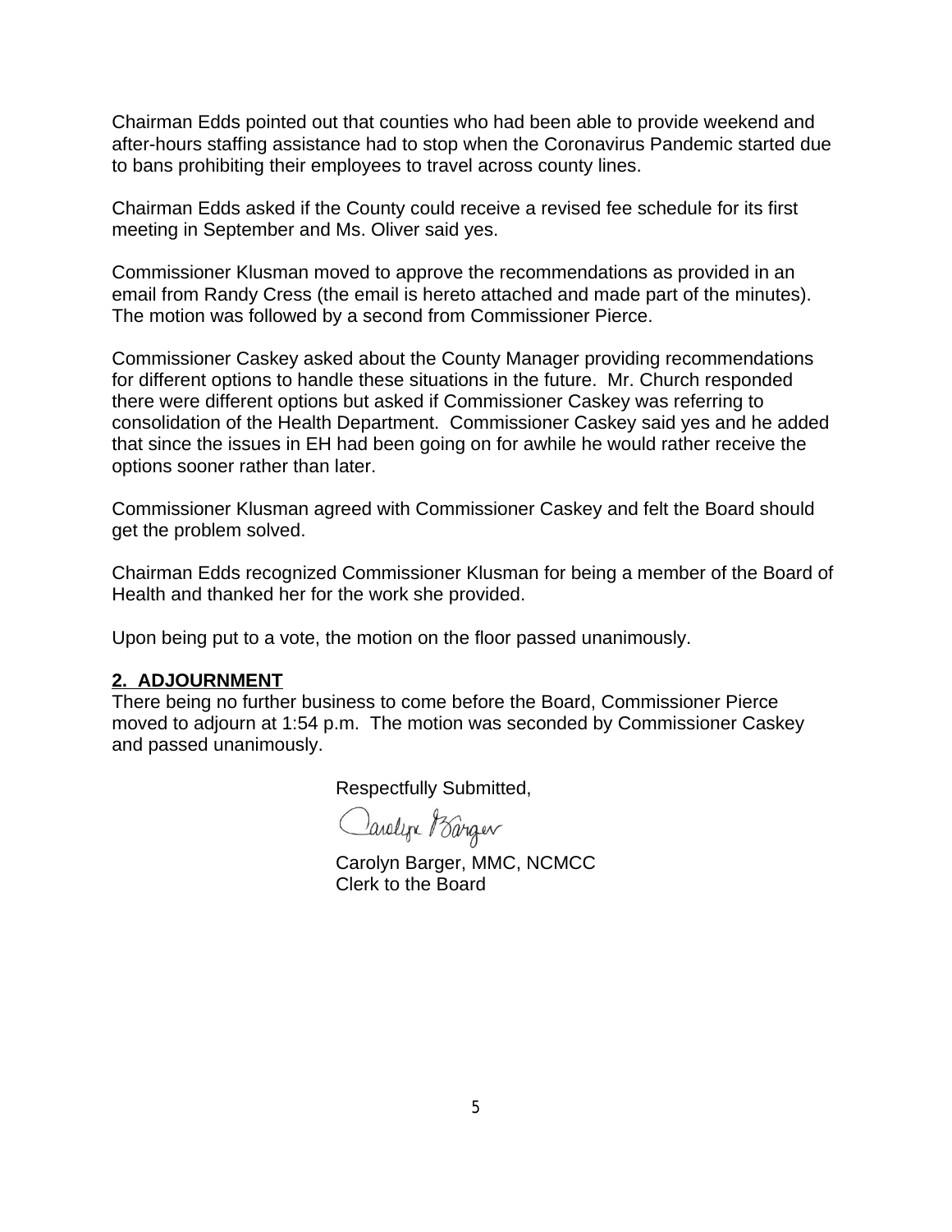Chairman Edds pointed out that counties who had been able to provide weekend and after-hours staffing assistance had to stop when the Coronavirus Pandemic started due to bans prohibiting their employees to travel across county lines.

Chairman Edds asked if the County could receive a revised fee schedule for its first meeting in September and Ms. Oliver said yes.

Commissioner Klusman moved to approve the recommendations as provided in an email from Randy Cress (the email is hereto attached and made part of the minutes). The motion was followed by a second from Commissioner Pierce.

Commissioner Caskey asked about the County Manager providing recommendations for different options to handle these situations in the future. Mr. Church responded there were different options but asked if Commissioner Caskey was referring to consolidation of the Health Department. Commissioner Caskey said yes and he added that since the issues in EH had been going on for awhile he would rather receive the options sooner rather than later.

Commissioner Klusman agreed with Commissioner Caskey and felt the Board should get the problem solved.

Chairman Edds recognized Commissioner Klusman for being a member of the Board of Health and thanked her for the work she provided.

Upon being put to a vote, the motion on the floor passed unanimously.

**2. ADJOURNMENT**

There being no further business to come before the Board, Commissioner Pierce moved to adjourn at 1:54 p.m. The motion was seconded by Commissioner Caskey and passed unanimously.

Respectfully Submitted,

Carolyn Barger

Carolyn Barger, MMC, NCMCC
Clerk to the Board